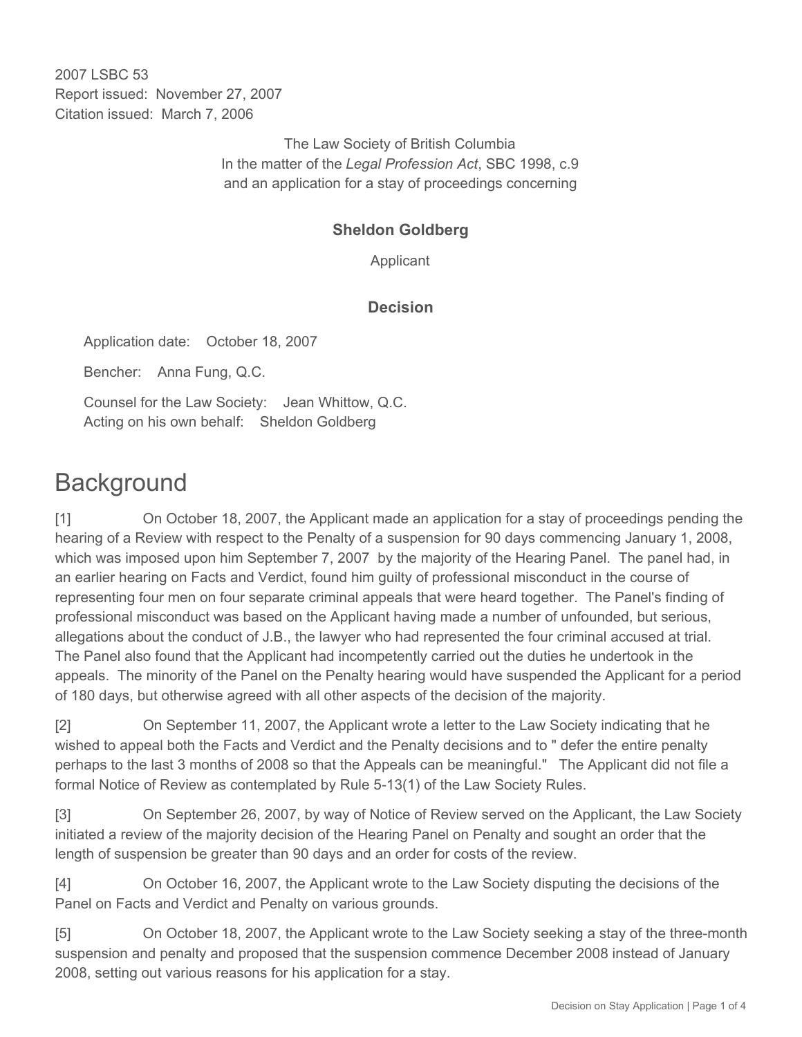2007 LSBC 53
Report issued: November 27, 2007
Citation issued: March 7, 2006

The Law Society of British Columbia
In the matter of the *Legal Profession Act*, SBC 1998, c.9
and an application for a stay of proceedings concerning

**Sheldon Goldberg**

Applicant

**Decision**

Application date: October 18, 2007

Bencher: Anna Fung, Q.C.

Counsel for the Law Society: Jean Whittow, Q.C.
Acting on his own behalf: Sheldon Goldberg

# Background

[1] On October 18, 2007, the Applicant made an application for a stay of proceedings pending the hearing of a Review with respect to the Penalty of a suspension for 90 days commencing January 1, 2008, which was imposed upon him September 7, 2007 by the majority of the Hearing Panel. The panel had, in an earlier hearing on Facts and Verdict, found him guilty of professional misconduct in the course of representing four men on four separate criminal appeals that were heard together. The Panel's finding of professional misconduct was based on the Applicant having made a number of unfounded, but serious, allegations about the conduct of J.B., the lawyer who had represented the four criminal accused at trial. The Panel also found that the Applicant had incompetently carried out the duties he undertook in the appeals. The minority of the Panel on the Penalty hearing would have suspended the Applicant for a period of 180 days, but otherwise agreed with all other aspects of the decision of the majority.

[2] On September 11, 2007, the Applicant wrote a letter to the Law Society indicating that he wished to appeal both the Facts and Verdict and the Penalty decisions and to " defer the entire penalty perhaps to the last 3 months of 2008 so that the Appeals can be meaningful." The Applicant did not file a formal Notice of Review as contemplated by Rule 5-13(1) of the Law Society Rules.

[3] On September 26, 2007, by way of Notice of Review served on the Applicant, the Law Society initiated a review of the majority decision of the Hearing Panel on Penalty and sought an order that the length of suspension be greater than 90 days and an order for costs of the review.

[4] On October 16, 2007, the Applicant wrote to the Law Society disputing the decisions of the Panel on Facts and Verdict and Penalty on various grounds.

[5] On October 18, 2007, the Applicant wrote to the Law Society seeking a stay of the three-month suspension and penalty and proposed that the suspension commence December 2008 instead of January 2008, setting out various reasons for his application for a stay.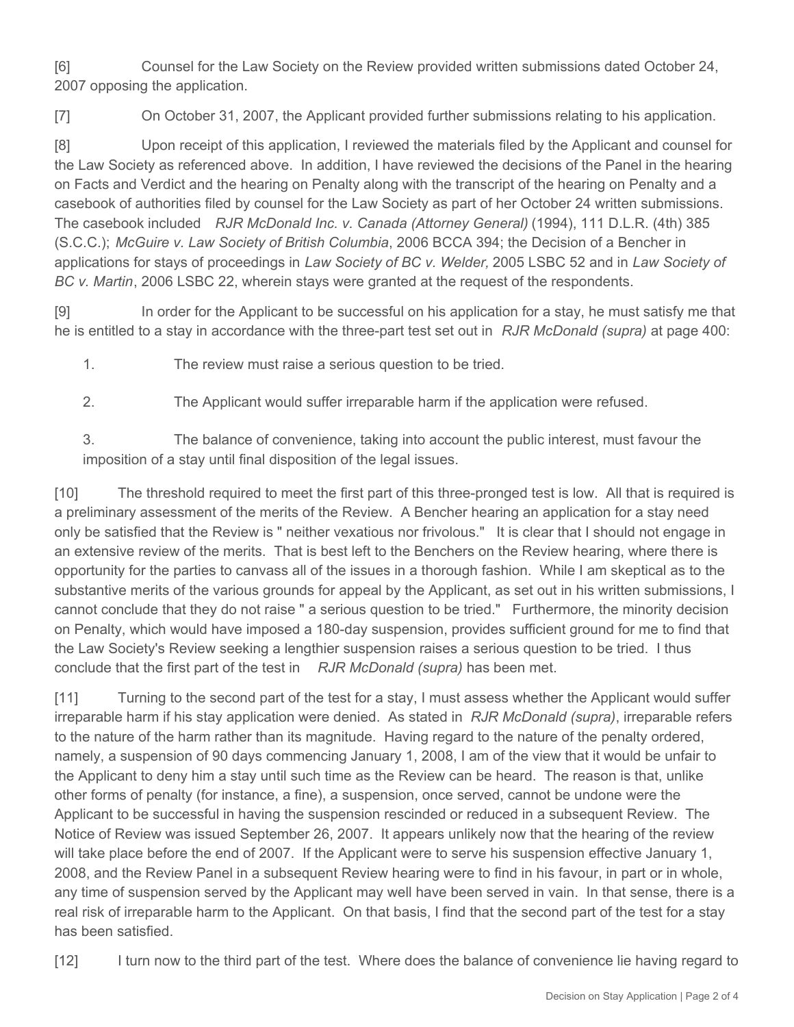[6] Counsel for the Law Society on the Review provided written submissions dated October 24, 2007 opposing the application.

[7] On October 31, 2007, the Applicant provided further submissions relating to his application.

[8] Upon receipt of this application, I reviewed the materials filed by the Applicant and counsel for the Law Society as referenced above. In addition, I have reviewed the decisions of the Panel in the hearing on Facts and Verdict and the hearing on Penalty along with the transcript of the hearing on Penalty and a casebook of authorities filed by counsel for the Law Society as part of her October 24 written submissions. The casebook included *RJR McDonald Inc. v. Canada (Attorney General)* (1994), 111 D.L.R. (4th) 385 (S.C.C.); *McGuire v. Law Society of British Columbia*, 2006 BCCA 394; the Decision of a Bencher in applications for stays of proceedings in *Law Society of BC v. Welder,* 2005 LSBC 52 and in *Law Society of BC v. Martin*, 2006 LSBC 22, wherein stays were granted at the request of the respondents.

[9] In order for the Applicant to be successful on his application for a stay, he must satisfy me that he is entitled to a stay in accordance with the three-part test set out in *RJR McDonald (supra)* at page 400:

1. The review must raise a serious question to be tried.

2. The Applicant would suffer irreparable harm if the application were refused.

3. The balance of convenience, taking into account the public interest, must favour the imposition of a stay until final disposition of the legal issues.

[10] The threshold required to meet the first part of this three-pronged test is low. All that is required is a preliminary assessment of the merits of the Review. A Bencher hearing an application for a stay need only be satisfied that the Review is " neither vexatious nor frivolous." It is clear that I should not engage in an extensive review of the merits. That is best left to the Benchers on the Review hearing, where there is opportunity for the parties to canvass all of the issues in a thorough fashion. While I am skeptical as to the substantive merits of the various grounds for appeal by the Applicant, as set out in his written submissions, I cannot conclude that they do not raise " a serious question to be tried." Furthermore, the minority decision on Penalty, which would have imposed a 180-day suspension, provides sufficient ground for me to find that the Law Society's Review seeking a lengthier suspension raises a serious question to be tried. I thus conclude that the first part of the test in *RJR McDonald (supra)* has been met.

[11] Turning to the second part of the test for a stay, I must assess whether the Applicant would suffer irreparable harm if his stay application were denied. As stated in *RJR McDonald (supra)*, irreparable refers to the nature of the harm rather than its magnitude. Having regard to the nature of the penalty ordered, namely, a suspension of 90 days commencing January 1, 2008, I am of the view that it would be unfair to the Applicant to deny him a stay until such time as the Review can be heard. The reason is that, unlike other forms of penalty (for instance, a fine), a suspension, once served, cannot be undone were the Applicant to be successful in having the suspension rescinded or reduced in a subsequent Review. The Notice of Review was issued September 26, 2007. It appears unlikely now that the hearing of the review will take place before the end of 2007. If the Applicant were to serve his suspension effective January 1, 2008, and the Review Panel in a subsequent Review hearing were to find in his favour, in part or in whole, any time of suspension served by the Applicant may well have been served in vain. In that sense, there is a real risk of irreparable harm to the Applicant. On that basis, I find that the second part of the test for a stay has been satisfied.

[12] I turn now to the third part of the test. Where does the balance of convenience lie having regard to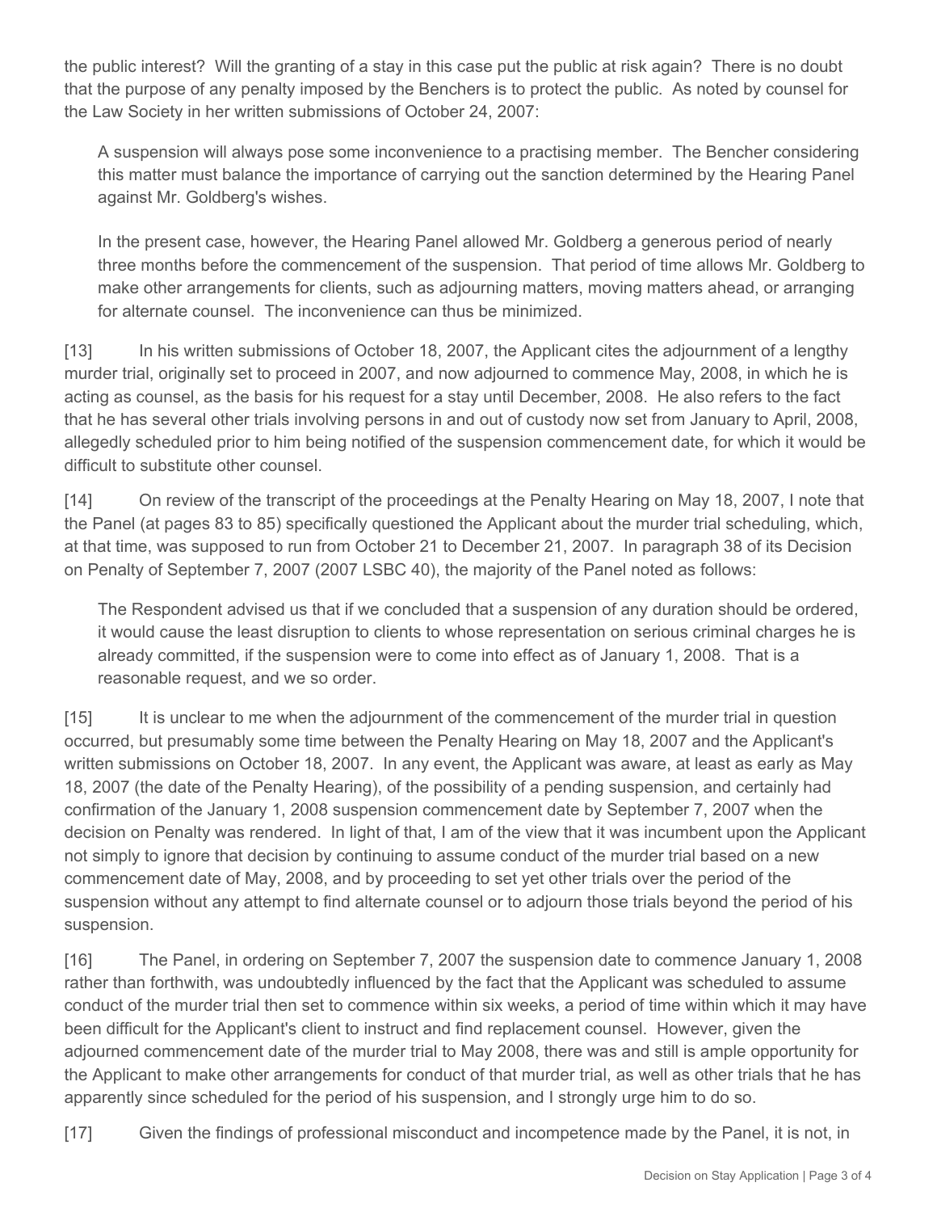the public interest? Will the granting of a stay in this case put the public at risk again? There is no doubt that the purpose of any penalty imposed by the Benchers is to protect the public. As noted by counsel for the Law Society in her written submissions of October 24, 2007:

> A suspension will always pose some inconvenience to a practising member. The Bencher considering this matter must balance the importance of carrying out the sanction determined by the Hearing Panel against Mr. Goldberg's wishes.
>
> In the present case, however, the Hearing Panel allowed Mr. Goldberg a generous period of nearly three months before the commencement of the suspension. That period of time allows Mr. Goldberg to make other arrangements for clients, such as adjourning matters, moving matters ahead, or arranging for alternate counsel. The inconvenience can thus be minimized.

[13] In his written submissions of October 18, 2007, the Applicant cites the adjournment of a lengthy murder trial, originally set to proceed in 2007, and now adjourned to commence May, 2008, in which he is acting as counsel, as the basis for his request for a stay until December, 2008. He also refers to the fact that he has several other trials involving persons in and out of custody now set from January to April, 2008, allegedly scheduled prior to him being notified of the suspension commencement date, for which it would be difficult to substitute other counsel.

[14] On review of the transcript of the proceedings at the Penalty Hearing on May 18, 2007, I note that the Panel (at pages 83 to 85) specifically questioned the Applicant about the murder trial scheduling, which, at that time, was supposed to run from October 21 to December 21, 2007. In paragraph 38 of its Decision on Penalty of September 7, 2007 (2007 LSBC 40), the majority of the Panel noted as follows:

> The Respondent advised us that if we concluded that a suspension of any duration should be ordered, it would cause the least disruption to clients to whose representation on serious criminal charges he is already committed, if the suspension were to come into effect as of January 1, 2008. That is a reasonable request, and we so order.

[15] It is unclear to me when the adjournment of the commencement of the murder trial in question occurred, but presumably some time between the Penalty Hearing on May 18, 2007 and the Applicant's written submissions on October 18, 2007. In any event, the Applicant was aware, at least as early as May 18, 2007 (the date of the Penalty Hearing), of the possibility of a pending suspension, and certainly had confirmation of the January 1, 2008 suspension commencement date by September 7, 2007 when the decision on Penalty was rendered. In light of that, I am of the view that it was incumbent upon the Applicant not simply to ignore that decision by continuing to assume conduct of the murder trial based on a new commencement date of May, 2008, and by proceeding to set yet other trials over the period of the suspension without any attempt to find alternate counsel or to adjourn those trials beyond the period of his suspension.

[16] The Panel, in ordering on September 7, 2007 the suspension date to commence January 1, 2008 rather than forthwith, was undoubtedly influenced by the fact that the Applicant was scheduled to assume conduct of the murder trial then set to commence within six weeks, a period of time within which it may have been difficult for the Applicant's client to instruct and find replacement counsel. However, given the adjourned commencement date of the murder trial to May 2008, there was and still is ample opportunity for the Applicant to make other arrangements for conduct of that murder trial, as well as other trials that he has apparently since scheduled for the period of his suspension, and I strongly urge him to do so.

[17] Given the findings of professional misconduct and incompetence made by the Panel, it is not, in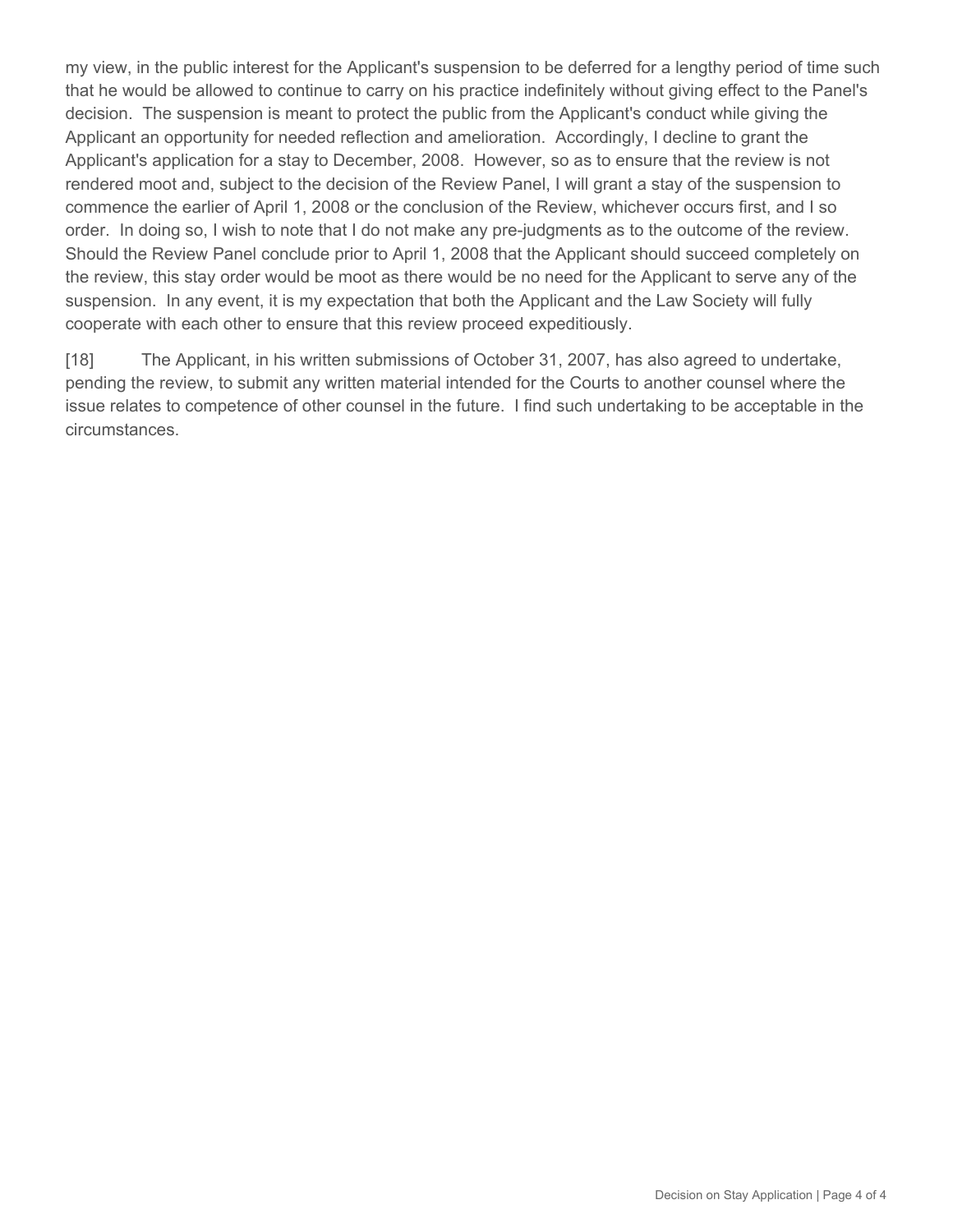my view, in the public interest for the Applicant's suspension to be deferred for a lengthy period of time such that he would be allowed to continue to carry on his practice indefinitely without giving effect to the Panel's decision. The suspension is meant to protect the public from the Applicant's conduct while giving the Applicant an opportunity for needed reflection and amelioration. Accordingly, I decline to grant the Applicant's application for a stay to December, 2008. However, so as to ensure that the review is not rendered moot and, subject to the decision of the Review Panel, I will grant a stay of the suspension to commence the earlier of April 1, 2008 or the conclusion of the Review, whichever occurs first, and I so order. In doing so, I wish to note that I do not make any pre-judgments as to the outcome of the review. Should the Review Panel conclude prior to April 1, 2008 that the Applicant should succeed completely on the review, this stay order would be moot as there would be no need for the Applicant to serve any of the suspension. In any event, it is my expectation that both the Applicant and the Law Society will fully cooperate with each other to ensure that this review proceed expeditiously.

[18] The Applicant, in his written submissions of October 31, 2007, has also agreed to undertake, pending the review, to submit any written material intended for the Courts to another counsel where the issue relates to competence of other counsel in the future. I find such undertaking to be acceptable in the circumstances.